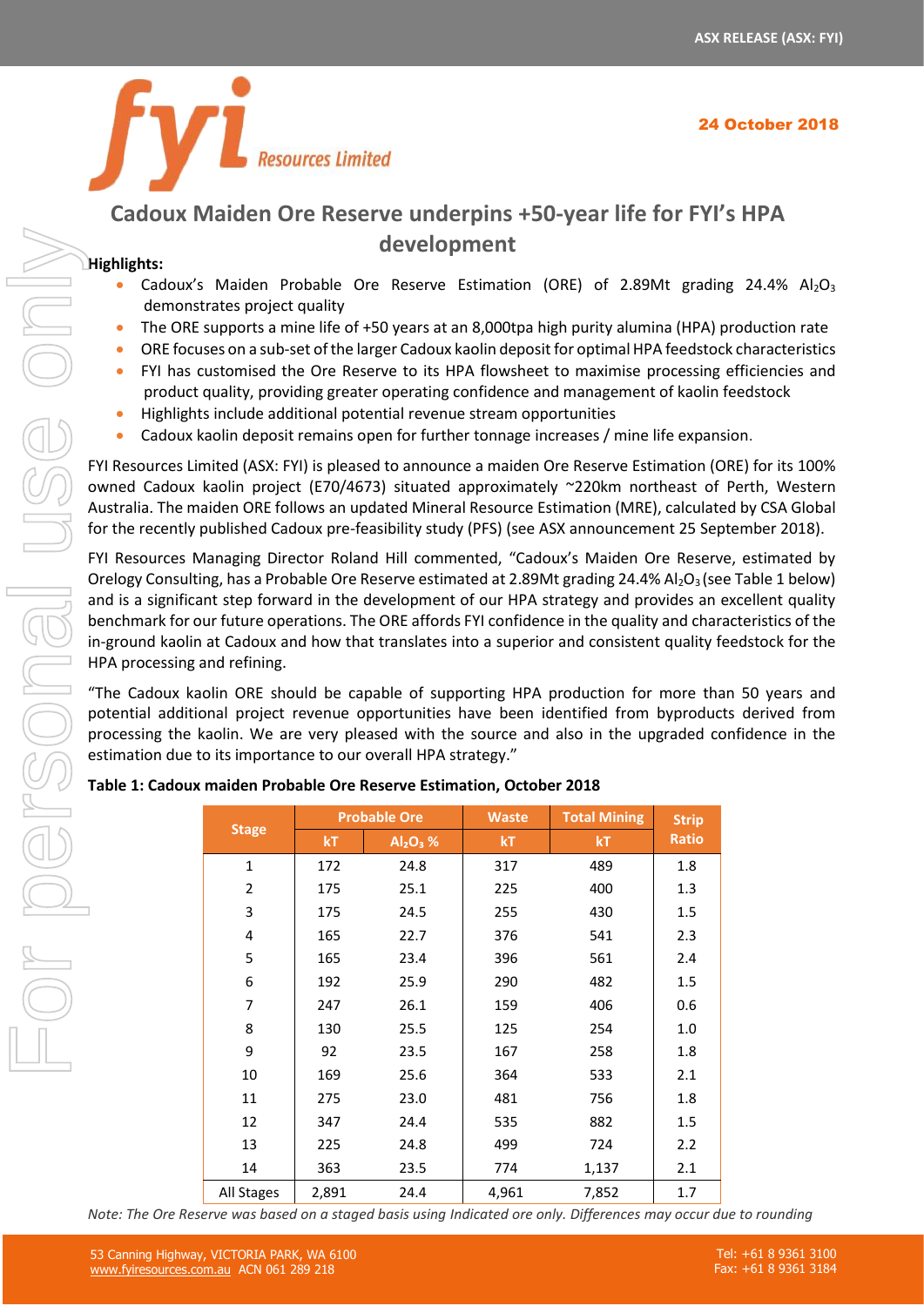# Cadoux Maiden Ore Reserve underpins +50-year life for FYI's HPA development

**Highlights:**

- Cadoux's Maiden Probable Ore Reserve Estimation (ORE) of 2.89Mt grading 24.4% $Al_2O_3$ demonstrates project quality
- The ORE supports a mine life of +50 years at an 8,000tpa high purity alumina (HPA) production rate
- ORE focuses on a sub-set of the larger Cadoux kaolin deposit for optimal HPA feedstock characteristics
- FYI has customised the Ore Reserve to its HPA flowsheet to maximise processing efficiencies and product quality, providing greater operating confidence and management of kaolin feedstock
- Highlights include additional potential revenue stream opportunities
- Cadoux kaolin deposit remains open for further tonnage increases / mine life expansion.

FYI Resources Limited (ASX: FYI) is pleased to announce a maiden Ore Reserve Estimation (ORE) for its 100% owned Cadoux kaolin project (E70/4673) situated approximately ~220km northeast of Perth, Western Australia. The maiden ORE follows an updated Mineral Resource Estimation (MRE), calculated by CSA Global for the recently published Cadoux pre-feasibility study (PFS) (see ASX announcement 25 September 2018).

FYI Resources Managing Director Roland Hill commented, "Cadoux's Maiden Ore Reserve, estimated by Orelogy Consulting, has a Probable Ore Reserve estimated at 2.89Mt grading 24.4% $Al_2O_3$ (see Table 1 below) and is a significant step forward in the development of our HPA strategy and provides an excellent quality benchmark for our future operations. The ORE affords FYI confidence in the quality and characteristics of the in-ground kaolin at Cadoux and how that translates into a superior and consistent quality feedstock for the HPA processing and refining.

"The Cadoux kaolin ORE should be capable of supporting HPA production for more than 50 years and potential additional project revenue opportunities have been identified from byproducts derived from processing the kaolin. We are very pleased with the source and also in the upgraded confidence in the estimation due to its importance to our overall HPA strategy."

**Table 1: Cadoux maiden Probable Ore Reserve Estimation, October 2018**

| Stage | Probable Ore | | Waste | Total Mining | Strip Ratio |
|---|---|---|---|---|---|
| | kT | $Al_2O_3$ % | kT | kT | |
| 1 | 172 | 24.8 | 317 | 489 | 1.8 |
| 2 | 175 | 25.1 | 225 | 400 | 1.3 |
| 3 | 175 | 24.5 | 255 | 430 | 1.5 |
| 4 | 165 | 22.7 | 376 | 541 | 2.3 |
| 5 | 165 | 23.4 | 396 | 561 | 2.4 |
| 6 | 192 | 25.9 | 290 | 482 | 1.5 |
| 7 | 247 | 26.1 | 159 | 406 | 0.6 |
| 8 | 130 | 25.5 | 125 | 254 | 1.0 |
| 9 | 92 | 23.5 | 167 | 258 | 1.8 |
| 10 | 169 | 25.6 | 364 | 533 | 2.1 |
| 11 | 275 | 23.0 | 481 | 756 | 1.8 |
| 12 | 347 | 24.4 | 535 | 882 | 1.5 |
| 13 | 225 | 24.8 | 499 | 724 | 2.2 |
| 14 | 363 | 23.5 | 774 | 1,137 | 2.1 |
| All Stages | 2,891 | 24.4 | 4,961 | 7,852 | 1.7 |

*Note: The Ore Reserve was based on a staged basis using Indicated ore only. Differences may occur due to rounding*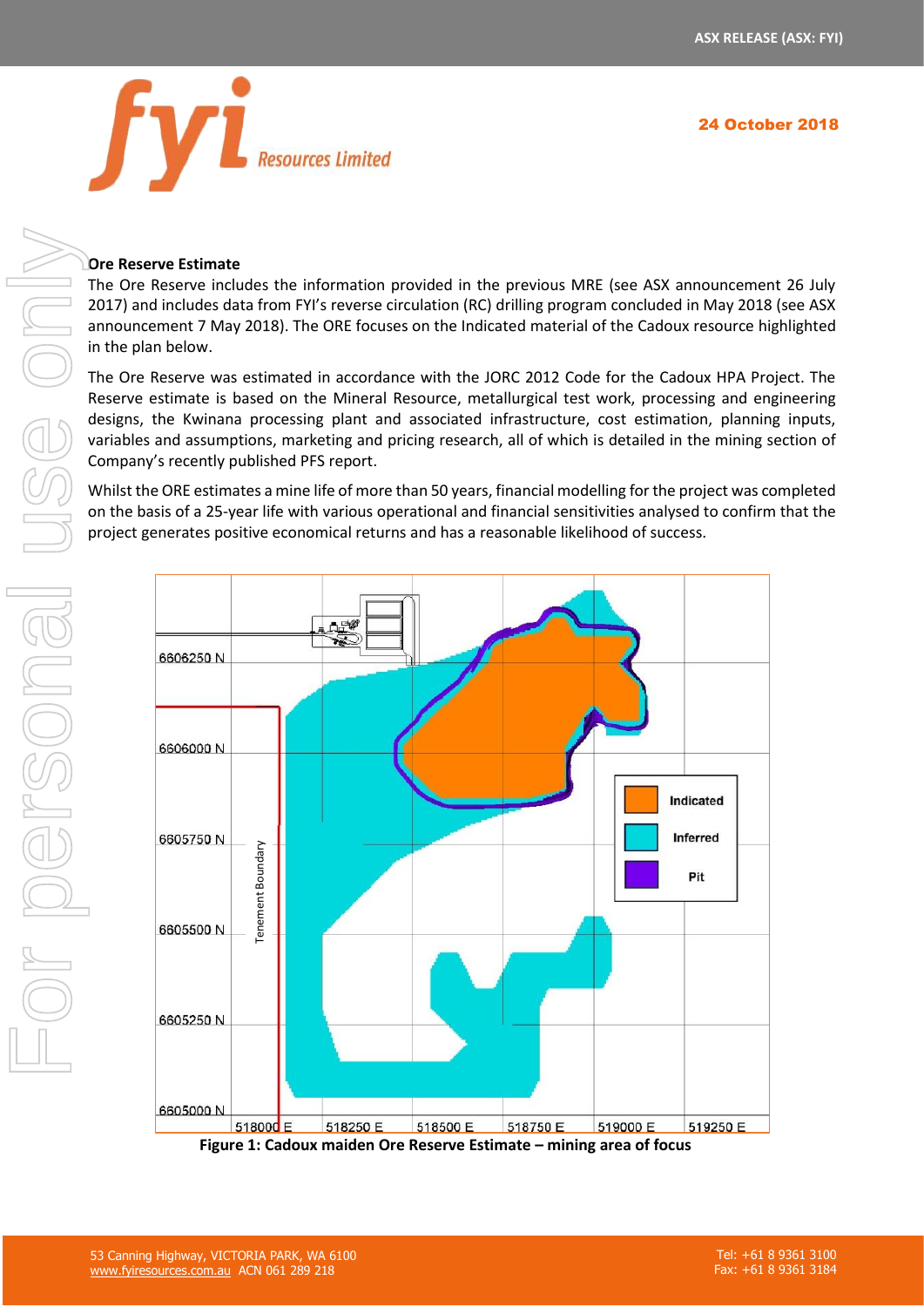## Ore Reserve Estimate

The Ore Reserve includes the information provided in the previous MRE (see ASX announcement 26 July 2017) and includes data from FYI's reverse circulation (RC) drilling program concluded in May 2018 (see ASX announcement 7 May 2018). The ORE focuses on the Indicated material of the Cadoux resource highlighted in the plan below.

The Ore Reserve was estimated in accordance with the JORC 2012 Code for the Cadoux HPA Project. The Reserve estimate is based on the Mineral Resource, metallurgical test work, processing and engineering designs, the Kwinana processing plant and associated infrastructure, cost estimation, planning inputs, variables and assumptions, marketing and pricing research, all of which is detailed in the mining section of Company's recently published PFS report.

Whilst the ORE estimates a mine life of more than 50 years, financial modelling for the project was completed on the basis of a 25-year life with various operational and financial sensitivities analysed to confirm that the project generates positive economical returns and has a reasonable likelihood of success.

**Figure 1: Cadoux maiden Ore Reserve Estimate – mining area of focus**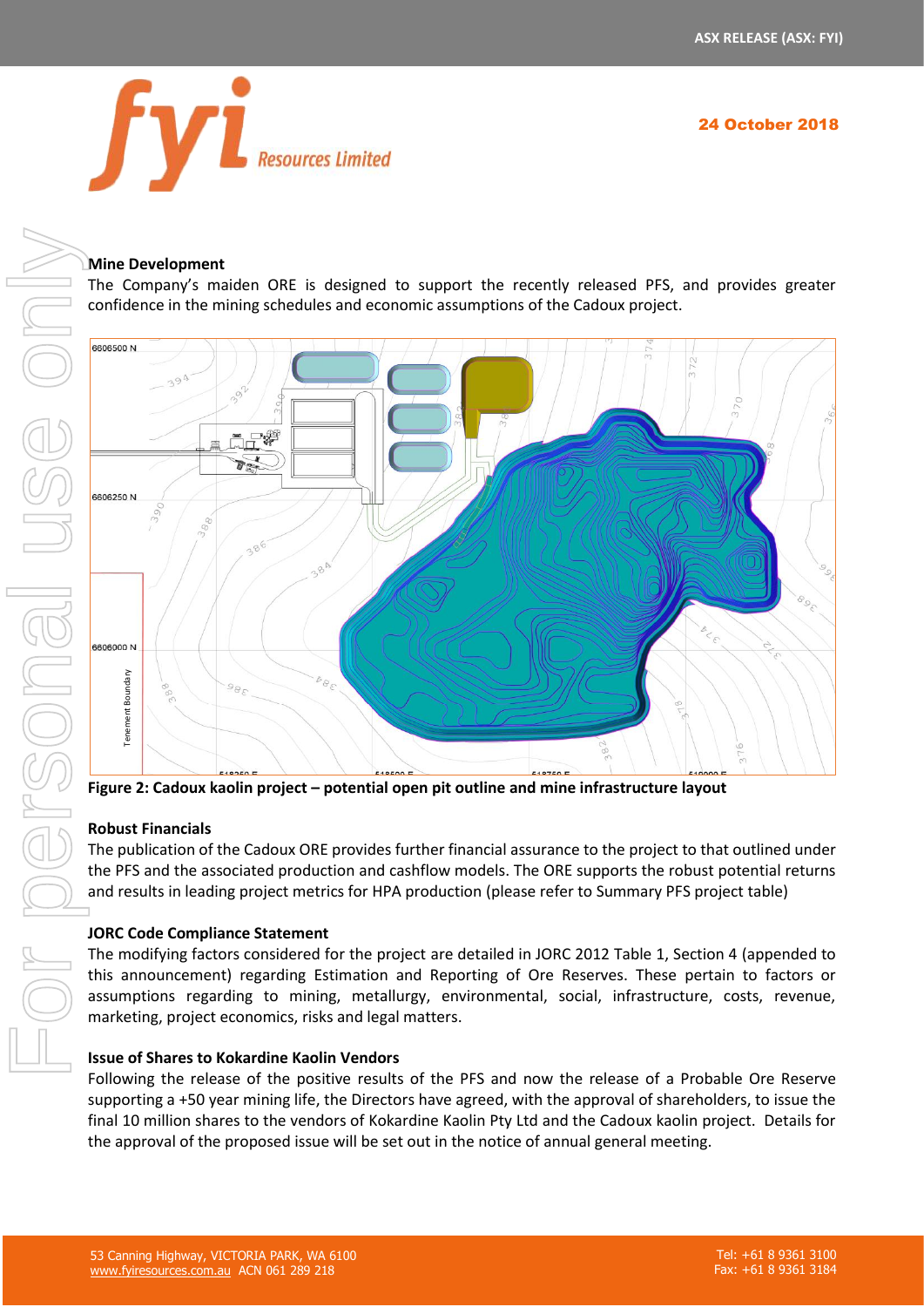## Mine Development

The Company's maiden ORE is designed to support the recently released PFS, and provides greater confidence in the mining schedules and economic assumptions of the Cadoux project.

**Figure 2: Cadoux kaolin project – potential open pit outline and mine infrastructure layout**

## Robust Financials

The publication of the Cadoux ORE provides further financial assurance to the project to that outlined under the PFS and the associated production and cashflow models. The ORE supports the robust potential returns and results in leading project metrics for HPA production (please refer to Summary PFS project table)

## JORC Code Compliance Statement

The modifying factors considered for the project are detailed in JORC 2012 Table 1, Section 4 (appended to this announcement) regarding Estimation and Reporting of Ore Reserves. These pertain to factors or assumptions regarding to mining, metallurgy, environmental, social, infrastructure, costs, revenue, marketing, project economics, risks and legal matters.

## Issue of Shares to Kokardine Kaolin Vendors

Following the release of the positive results of the PFS and now the release of a Probable Ore Reserve supporting a +50 year mining life, the Directors have agreed, with the approval of shareholders, to issue the final 10 million shares to the vendors of Kokardine Kaolin Pty Ltd and the Cadoux kaolin project. Details for the approval of the proposed issue will be set out in the notice of annual general meeting.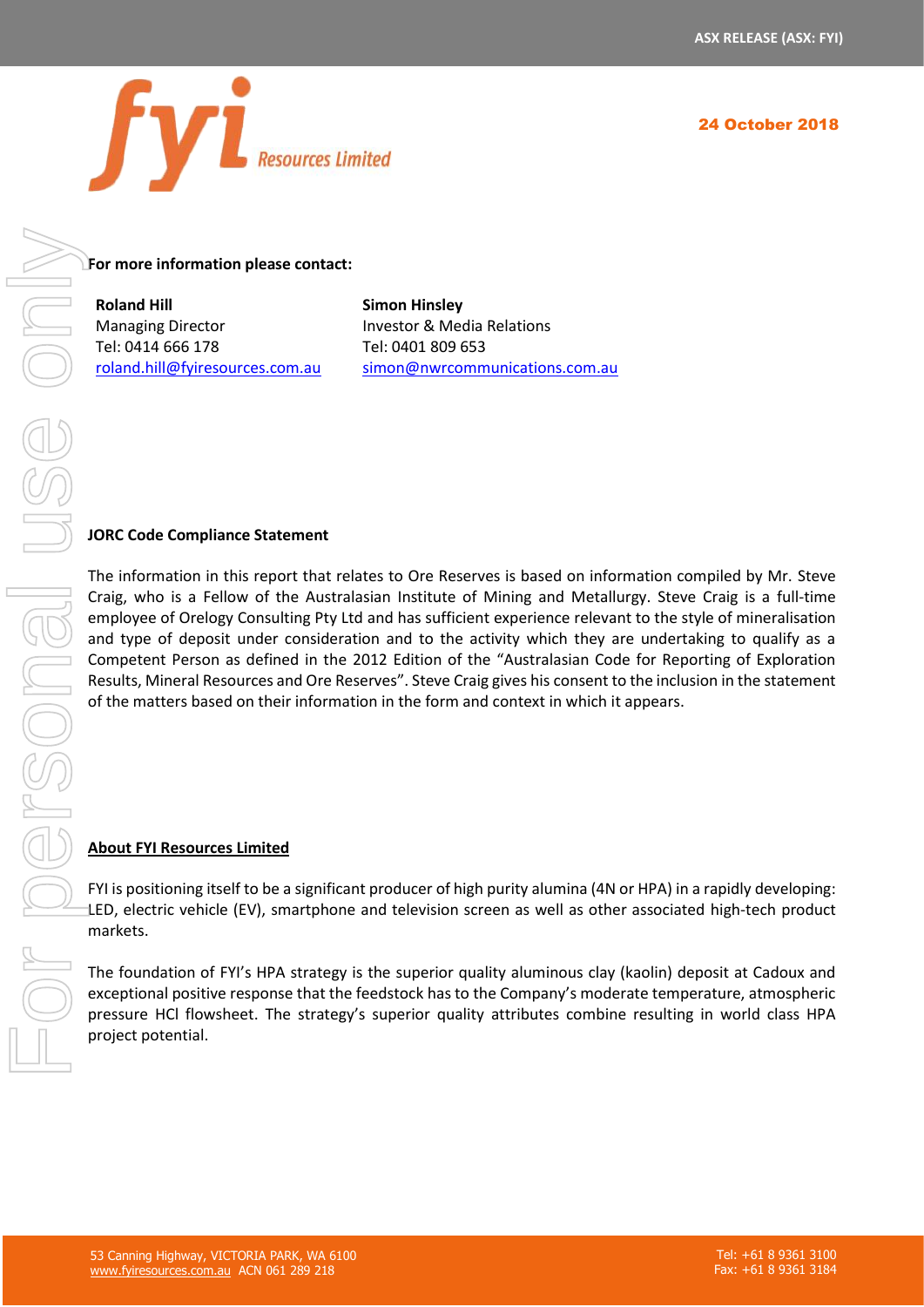For more information please contact:

| **Roland Hill** | **Simon Hinsley** |
|---|---|
| Managing Director | Investor & Media Relations |
| Tel: 0414 666 178 | Tel: 0401 809 653 |
| roland.hill@fyiresources.com.au | simon@nwrcommunications.com.au |

**JORC Code Compliance Statement**

The information in this report that relates to Ore Reserves is based on information compiled by Mr. Steve Craig, who is a Fellow of the Australasian Institute of Mining and Metallurgy. Steve Craig is a full-time employee of Orelogy Consulting Pty Ltd and has sufficient experience relevant to the style of mineralisation and type of deposit under consideration and to the activity which they are undertaking to qualify as a Competent Person as defined in the 2012 Edition of the "Australasian Code for Reporting of Exploration Results, Mineral Resources and Ore Reserves". Steve Craig gives his consent to the inclusion in the statement of the matters based on their information in the form and context in which it appears.

**About FYI Resources Limited**

FYI is positioning itself to be a significant producer of high purity alumina (4N or HPA) in a rapidly developing: LED, electric vehicle (EV), smartphone and television screen as well as other associated high-tech product markets.

The foundation of FYI's HPA strategy is the superior quality aluminous clay (kaolin) deposit at Cadoux and exceptional positive response that the feedstock has to the Company's moderate temperature, atmospheric pressure HCl flowsheet. The strategy's superior quality attributes combine resulting in world class HPA project potential.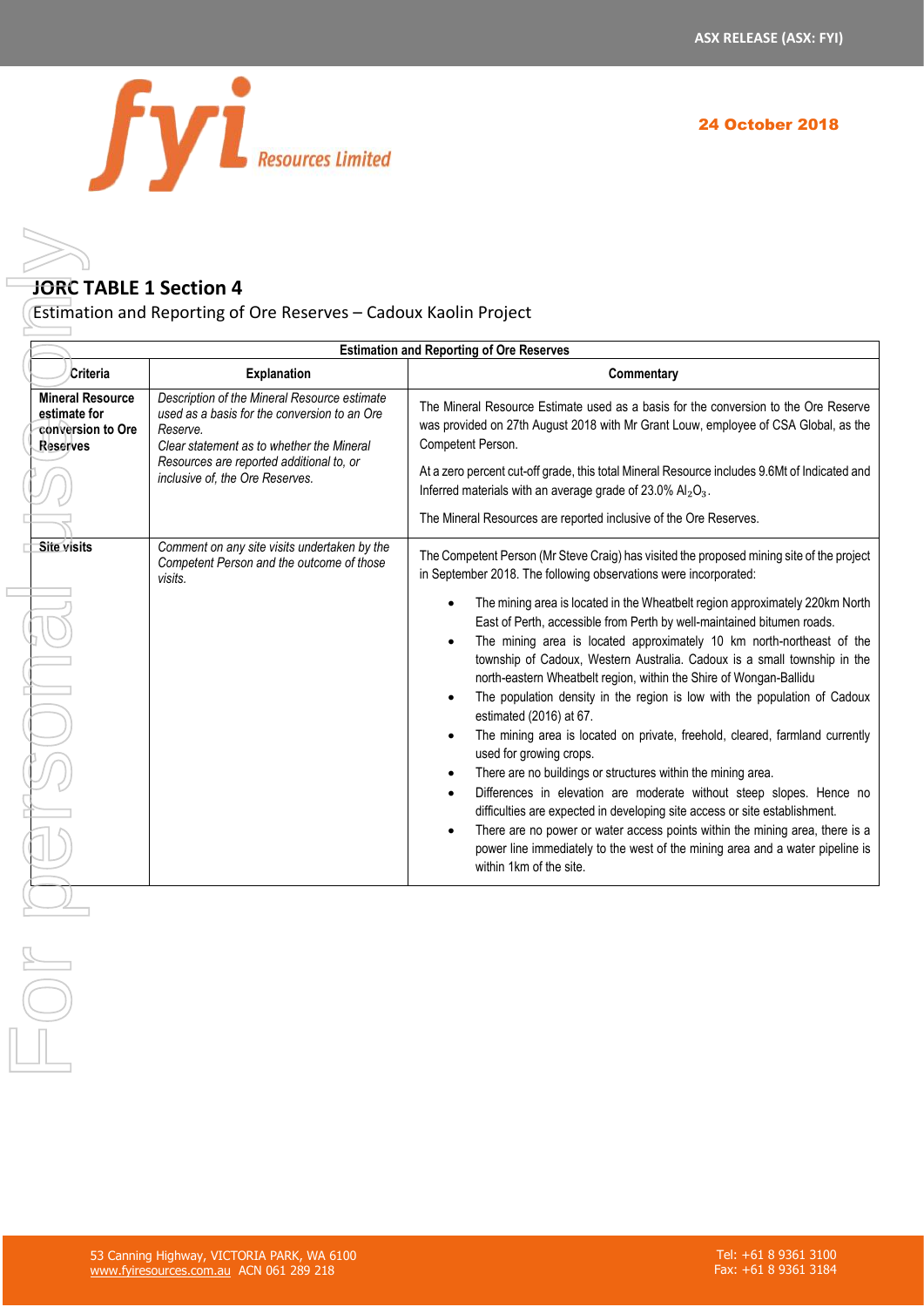## JORC TABLE 1 Section 4

Estimation and Reporting of Ore Reserves – Cadoux Kaolin Project

| Estimation and Reporting of Ore Reserves | | |
|---|---|---|
| **Criteria** | **Explanation** | **Commentary** |
| **Mineral Resource estimate for conversion to Ore Reserves** | *Description of the Mineral Resource estimate used as a basis for the conversion to an Ore Reserve.* <br> *Clear statement as to whether the Mineral Resources are reported additional to, or inclusive of, the Ore Reserves.* | The Mineral Resource Estimate used as a basis for the conversion to the Ore Reserve was provided on 27th August 2018 with Mr Grant Louw, employee of CSA Global, as the Competent Person. <br><br> At a zero percent cut-off grade, this total Mineral Resource includes 9.6Mt of Indicated and Inferred materials with an average grade of 23.0% $Al_2O_3$. <br><br> The Mineral Resources are reported inclusive of the Ore Reserves. |
| **Site visits** | *Comment on any site visits undertaken by the Competent Person and the outcome of those visits.* | The Competent Person (Mr Steve Craig) has visited the proposed mining site of the project in September 2018. The following observations were incorporated: <br><br> • The mining area is located in the Wheatbelt region approximately 220km North East of Perth, accessible from Perth by well-maintained bitumen roads. <br> • The mining area is located approximately 10 km north-northeast of the township of Cadoux, Western Australia. Cadoux is a small township in the north-eastern Wheatbelt region, within the Shire of Wongan-Ballidu <br> • The population density in the region is low with the population of Cadoux estimated (2016) at 67. <br> • The mining area is located on private, freehold, cleared, farmland currently used for growing crops. <br> • There are no buildings or structures within the mining area. <br> • Differences in elevation are moderate without steep slopes. Hence no difficulties are expected in developing site access or site establishment. <br> • There are no power or water access points within the mining area, there is a power line immediately to the west of the mining area and a water pipeline is within 1km of the site. |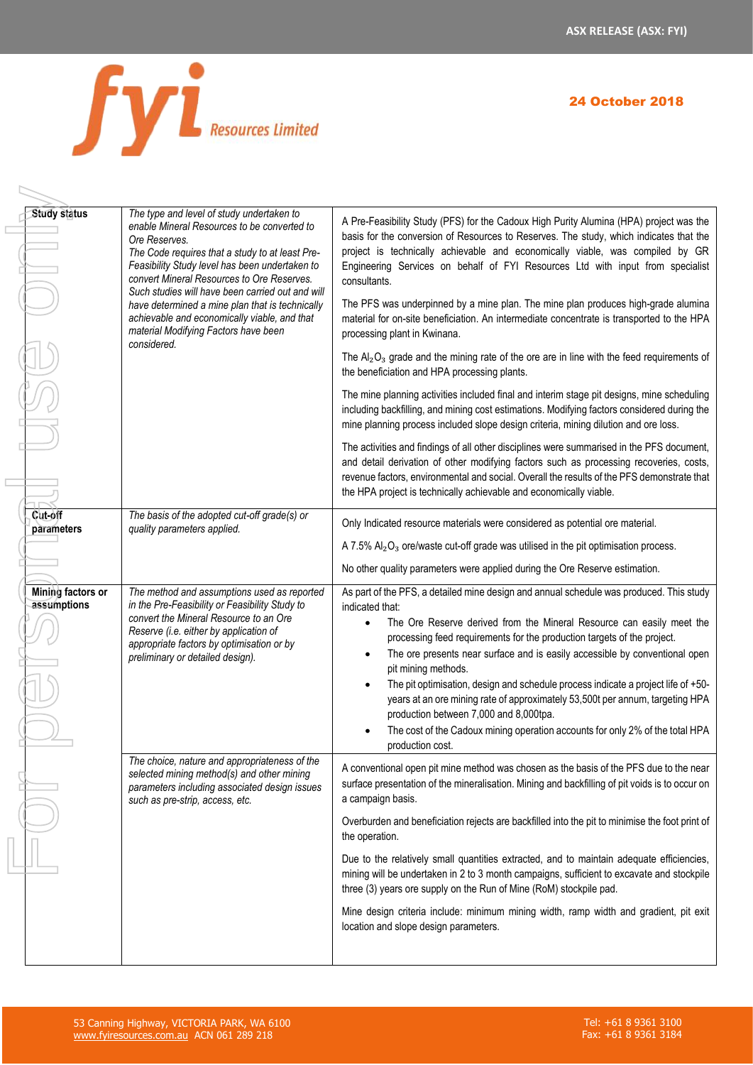| | | |
|---|---|---|
| **Study status** | *The type and level of study undertaken to enable Mineral Resources to be converted to Ore Reserves.* *The Code requires that a study to at least Pre-Feasibility Study level has been undertaken to convert Mineral Resources to Ore Reserves. Such studies will have been carried out and will have determined a mine plan that is technically achievable and economically viable, and that material Modifying Factors have been considered.* | A Pre-Feasibility Study (PFS) for the Cadoux High Purity Alumina (HPA) project was the basis for the conversion of Resources to Reserves. The study, which indicates that the project is technically achievable and economically viable, was compiled by GR Engineering Services on behalf of FYI Resources Ltd with input from specialist consultants.<br><br>The PFS was underpinned by a mine plan. The mine plan produces high-grade alumina material for on-site beneficiation. An intermediate concentrate is transported to the HPA processing plant in Kwinana.<br><br>The $Al_2O_3$ grade and the mining rate of the ore are in line with the feed requirements of the beneficiation and HPA processing plants.<br><br>The mine planning activities included final and interim stage pit designs, mine scheduling including backfilling, and mining cost estimations. Modifying factors considered during the mine planning process included slope design criteria, mining dilution and ore loss.<br><br>The activities and findings of all other disciplines were summarised in the PFS document, and detail derivation of other modifying factors such as processing recoveries, costs, revenue factors, environmental and social. Overall the results of the PFS demonstrate that the HPA project is technically achievable and economically viable. |
| **Cut-off parameters** | *The basis of the adopted cut-off grade(s) or quality parameters applied.* | Only Indicated resource materials were considered as potential ore material.<br><br>A 7.5% $Al_2O_3$ ore/waste cut-off grade was utilised in the pit optimisation process.<br><br>No other quality parameters were applied during the Ore Reserve estimation. |
| **Mining factors or assumptions** | *The method and assumptions used as reported in the Pre-Feasibility or Feasibility Study to convert the Mineral Resource to an Ore Reserve (i.e. either by application of appropriate factors by optimisation or by preliminary or detailed design).* | As part of the PFS, a detailed mine design and annual schedule was produced. This study indicated that:<br>• The Ore Reserve derived from the Mineral Resource can easily meet the processing feed requirements for the production targets of the project.<br>• The ore presents near surface and is easily accessible by conventional open pit mining methods.<br>• The pit optimisation, design and schedule process indicate a project life of +50-years at an ore mining rate of approximately 53,500t per annum, targeting HPA production between 7,000 and 8,000tpa.<br>• The cost of the Cadoux mining operation accounts for only 2% of the total HPA production cost. |
| | *The choice, nature and appropriateness of the selected mining method(s) and other mining parameters including associated design issues such as pre-strip, access, etc.* | A conventional open pit mine method was chosen as the basis of the PFS due to the near surface presentation of the mineralisation. Mining and backfilling of pit voids is to occur on a campaign basis.<br><br>Overburden and beneficiation rejects are backfilled into the pit to minimise the foot print of the operation.<br><br>Due to the relatively small quantities extracted, and to maintain adequate efficiencies, mining will be undertaken in 2 to 3 month campaigns, sufficient to excavate and stockpile three (3) years ore supply on the Run of Mine (RoM) stockpile pad.<br><br>Mine design criteria include: minimum mining width, ramp width and gradient, pit exit location and slope design parameters. |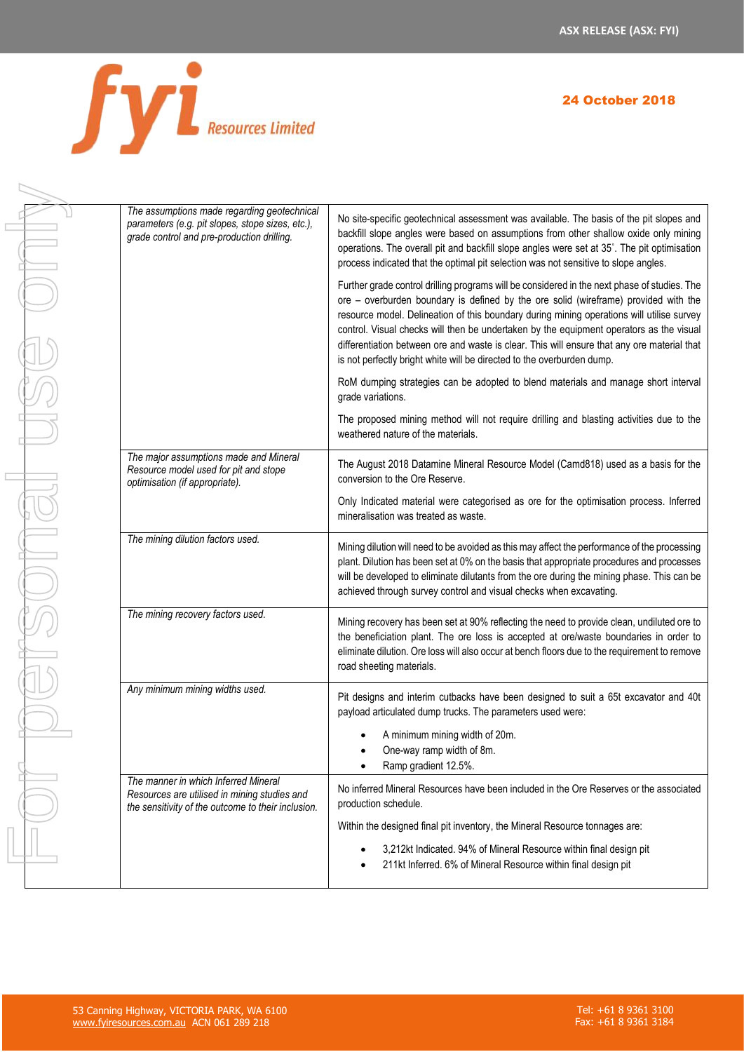| | | |
|---|---|---|
| | *The assumptions made regarding geotechnical parameters (e.g. pit slopes, stope sizes, etc.), grade control and pre-production drilling.* | No site-specific geotechnical assessment was available. The basis of the pit slopes and backfill slope angles were based on assumptions from other shallow oxide only mining operations. The overall pit and backfill slope angles were set at 35˚. The pit optimisation process indicated that the optimal pit selection was not sensitive to slope angles.<br><br>Further grade control drilling programs will be considered in the next phase of studies. The ore – overburden boundary is defined by the ore solid (wireframe) provided with the resource model. Delineation of this boundary during mining operations will utilise survey control. Visual checks will then be undertaken by the equipment operators as the visual differentiation between ore and waste is clear. This will ensure that any ore material that is not perfectly bright white will be directed to the overburden dump.<br><br>RoM dumping strategies can be adopted to blend materials and manage short interval grade variations.<br><br>The proposed mining method will not require drilling and blasting activities due to the weathered nature of the materials. |
| | *The major assumptions made and Mineral Resource model used for pit and stope optimisation (if appropriate).* | The August 2018 Datamine Mineral Resource Model (Camd818) used as a basis for the conversion to the Ore Reserve.<br><br>Only Indicated material were categorised as ore for the optimisation process. Inferred mineralisation was treated as waste. |
| | *The mining dilution factors used.* | Mining dilution will need to be avoided as this may affect the performance of the processing plant. Dilution has been set at 0% on the basis that appropriate procedures and processes will be developed to eliminate dilutants from the ore during the mining phase. This can be achieved through survey control and visual checks when excavating. |
| | *The mining recovery factors used.* | Mining recovery has been set at 90% reflecting the need to provide clean, undiluted ore to the beneficiation plant. The ore loss is accepted at ore/waste boundaries in order to eliminate dilution. Ore loss will also occur at bench floors due to the requirement to remove road sheeting materials. |
| | *Any minimum mining widths used.* | Pit designs and interim cutbacks have been designed to suit a 65t excavator and 40t payload articulated dump trucks. The parameters used were:<br><br>• A minimum mining width of 20m.<br>• One-way ramp width of 8m.<br>• Ramp gradient 12.5%. |
| | *The manner in which Inferred Mineral Resources are utilised in mining studies and the sensitivity of the outcome to their inclusion.* | No inferred Mineral Resources have been included in the Ore Reserves or the associated production schedule.<br><br>Within the designed final pit inventory, the Mineral Resource tonnages are:<br><br>• 3,212kt Indicated. 94% of Mineral Resource within final design pit<br>• 211kt Inferred. 6% of Mineral Resource within final design pit |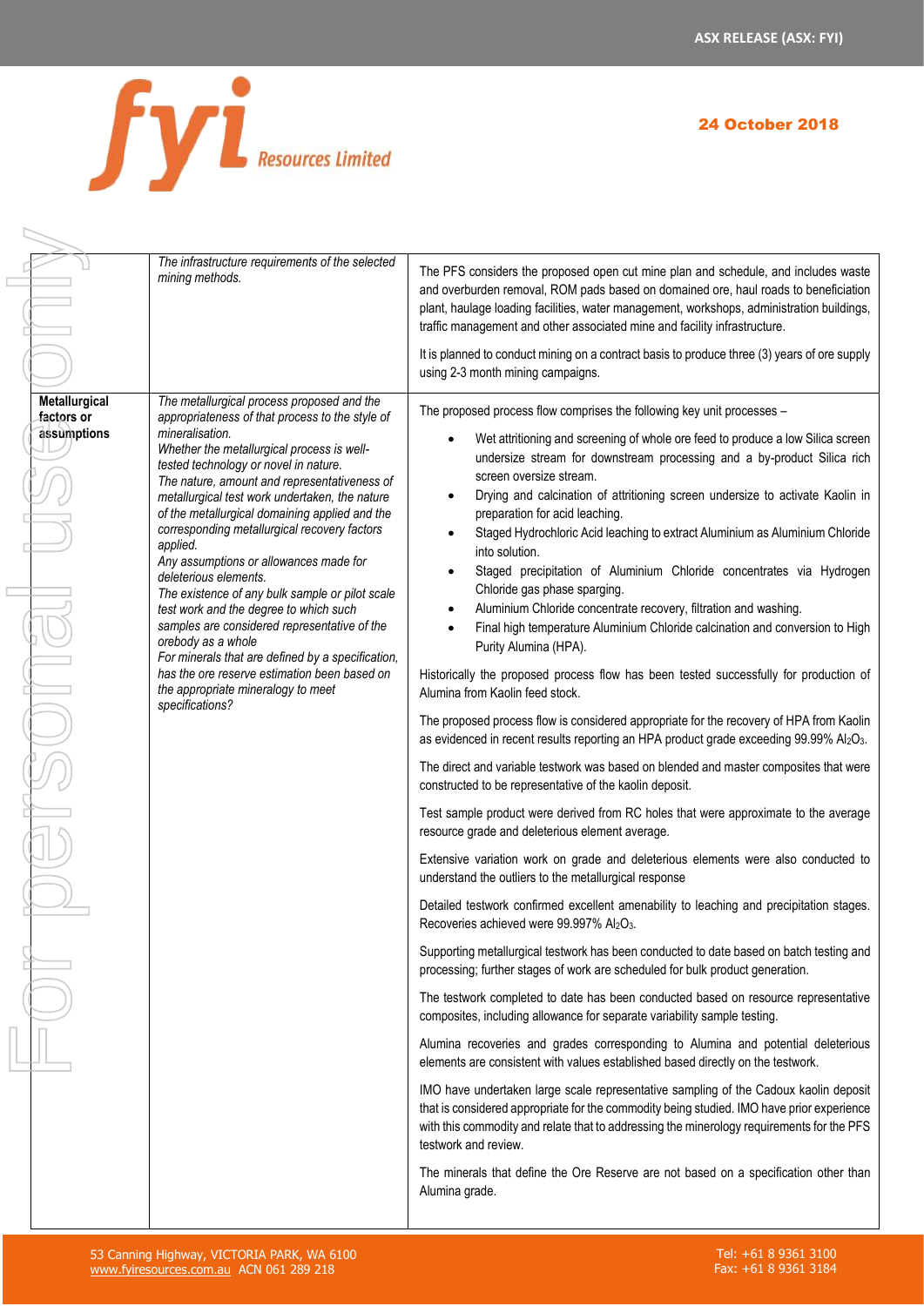| | | |
|---|---|---|
| | *The infrastructure requirements of the selected mining methods.* | The PFS considers the proposed open cut mine plan and schedule, and includes waste and overburden removal, ROM pads based on domained ore, haul roads to beneficiation plant, haulage loading facilities, water management, workshops, administration buildings, traffic management and other associated mine and facility infrastructure.<br><br>It is planned to conduct mining on a contract basis to produce three (3) years of ore supply using 2-3 month mining campaigns. |
| **Metallurgical factors or assumptions** | *The metallurgical process proposed and the appropriateness of that process to the style of mineralisation.*<br>*Whether the metallurgical process is well-tested technology or novel in nature.*<br>*The nature, amount and representativeness of metallurgical test work undertaken, the nature of the metallurgical domaining applied and the corresponding metallurgical recovery factors applied.*<br>*Any assumptions or allowances made for deleterious elements.*<br>*The existence of any bulk sample or pilot scale test work and the degree to which such samples are considered representative of the orebody as a whole*<br>*For minerals that are defined by a specification, has the ore reserve estimation been based on the appropriate mineralogy to meet specifications?* | The proposed process flow comprises the following key unit processes –<br><br>• Wet attritioning and screening of whole ore feed to produce a low Silica screen undersize stream for downstream processing and a by-product Silica rich screen oversize stream.<br>• Drying and calcination of attritioning screen undersize to activate Kaolin in preparation for acid leaching.<br>• Staged Hydrochloric Acid leaching to extract Aluminium as Aluminium Chloride into solution.<br>• Staged precipitation of Aluminium Chloride concentrates via Hydrogen Chloride gas phase sparging.<br>• Aluminium Chloride concentrate recovery, filtration and washing.<br>• Final high temperature Aluminium Chloride calcination and conversion to High Purity Alumina (HPA).<br><br>Historically the proposed process flow has been tested successfully for production of Alumina from Kaolin feed stock.<br><br>The proposed process flow is considered appropriate for the recovery of HPA from Kaolin as evidenced in recent results reporting an HPA product grade exceeding 99.99% $Al_2O_3$.<br><br>The direct and variable testwork was based on blended and master composites that were constructed to be representative of the kaolin deposit.<br><br>Test sample product were derived from RC holes that were approximate to the average resource grade and deleterious element average.<br><br>Extensive variation work on grade and deleterious elements were also conducted to understand the outliers to the metallurgical response<br><br>Detailed testwork confirmed excellent amenability to leaching and precipitation stages. Recoveries achieved were 99.997% $Al_2O_3$.<br><br>Supporting metallurgical testwork has been conducted to date based on batch testing and processing; further stages of work are scheduled for bulk product generation.<br><br>The testwork completed to date has been conducted based on resource representative composites, including allowance for separate variability sample testing.<br><br>Alumina recoveries and grades corresponding to Alumina and potential deleterious elements are consistent with values established based directly on the testwork.<br><br>IMO have undertaken large scale representative sampling of the Cadoux kaolin deposit that is considered appropriate for the commodity being studied. IMO have prior experience with this commodity and relate that to addressing the minerology requirements for the PFS testwork and review.<br><br>The minerals that define the Ore Reserve are not based on a specification other than Alumina grade. |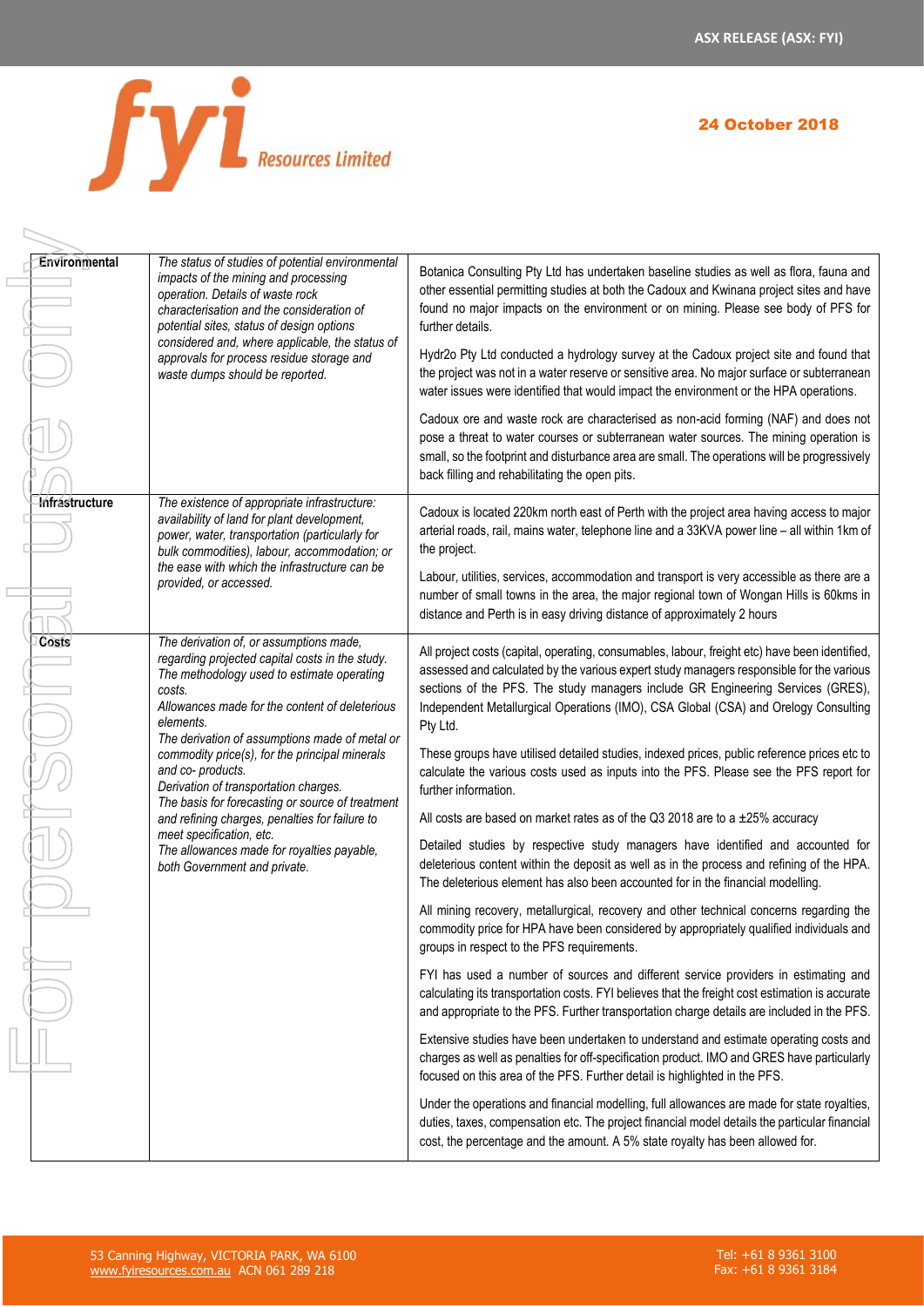| | | |
|---|---|---|
| **Environmental** | *The status of studies of potential environmental impacts of the mining and processing operation. Details of waste rock characterisation and the consideration of potential sites, status of design options considered and, where applicable, the status of approvals for process residue storage and waste dumps should be reported.* | Botanica Consulting Pty Ltd has undertaken baseline studies as well as flora, fauna and other essential permitting studies at both the Cadoux and Kwinana project sites and have found no major impacts on the environment or on mining. Please see body of PFS for further details.<br><br>Hydr2o Pty Ltd conducted a hydrology survey at the Cadoux project site and found that the project was not in a water reserve or sensitive area. No major surface or subterranean water issues were identified that would impact the environment or the HPA operations.<br><br>Cadoux ore and waste rock are characterised as non-acid forming (NAF) and does not pose a threat to water courses or subterranean water sources. The mining operation is small, so the footprint and disturbance area are small. The operations will be progressively back filling and rehabilitating the open pits. |
| **Infrastructure** | *The existence of appropriate infrastructure: availability of land for plant development, power, water, transportation (particularly for bulk commodities), labour, accommodation; or the ease with which the infrastructure can be provided, or accessed.* | Cadoux is located 220km north east of Perth with the project area having access to major arterial roads, rail, mains water, telephone line and a 33KVA power line – all within 1km of the project.<br><br>Labour, utilities, services, accommodation and transport is very accessible as there are a number of small towns in the area, the major regional town of Wongan Hills is 60kms in distance and Perth is in easy driving distance of approximately 2 hours |
| **Costs** | *The derivation of, or assumptions made, regarding projected capital costs in the study.*<br>*The methodology used to estimate operating costs.*<br>*Allowances made for the content of deleterious elements.*<br>*The derivation of assumptions made of metal or commodity price(s), for the principal minerals and co- products.*<br>*Derivation of transportation charges.*<br>*The basis for forecasting or source of treatment and refining charges, penalties for failure to meet specification, etc.*<br>*The allowances made for royalties payable, both Government and private.* | All project costs (capital, operating, consumables, labour, freight etc) have been identified, assessed and calculated by the various expert study managers responsible for the various sections of the PFS. The study managers include GR Engineering Services (GRES), Independent Metallurgical Operations (IMO), CSA Global (CSA) and Orelogy Consulting Pty Ltd.<br><br>These groups have utilised detailed studies, indexed prices, public reference prices etc to calculate the various costs used as inputs into the PFS. Please see the PFS report for further information.<br><br>All costs are based on market rates as of the Q3 2018 are to a ±25% accuracy<br><br>Detailed studies by respective study managers have identified and accounted for deleterious content within the deposit as well as in the process and refining of the HPA. The deleterious element has also been accounted for in the financial modelling.<br><br>All mining recovery, metallurgical, recovery and other technical concerns regarding the commodity price for HPA have been considered by appropriately qualified individuals and groups in respect to the PFS requirements.<br><br>FYI has used a number of sources and different service providers in estimating and calculating its transportation costs. FYI believes that the freight cost estimation is accurate and appropriate to the PFS. Further transportation charge details are included in the PFS.<br><br>Extensive studies have been undertaken to understand and estimate operating costs and charges as well as penalties for off-specification product. IMO and GRES have particularly focused on this area of the PFS. Further detail is highlighted in the PFS.<br><br>Under the operations and financial modelling, full allowances are made for state royalties, duties, taxes, compensation etc. The project financial model details the particular financial cost, the percentage and the amount. A 5% state royalty has been allowed for. |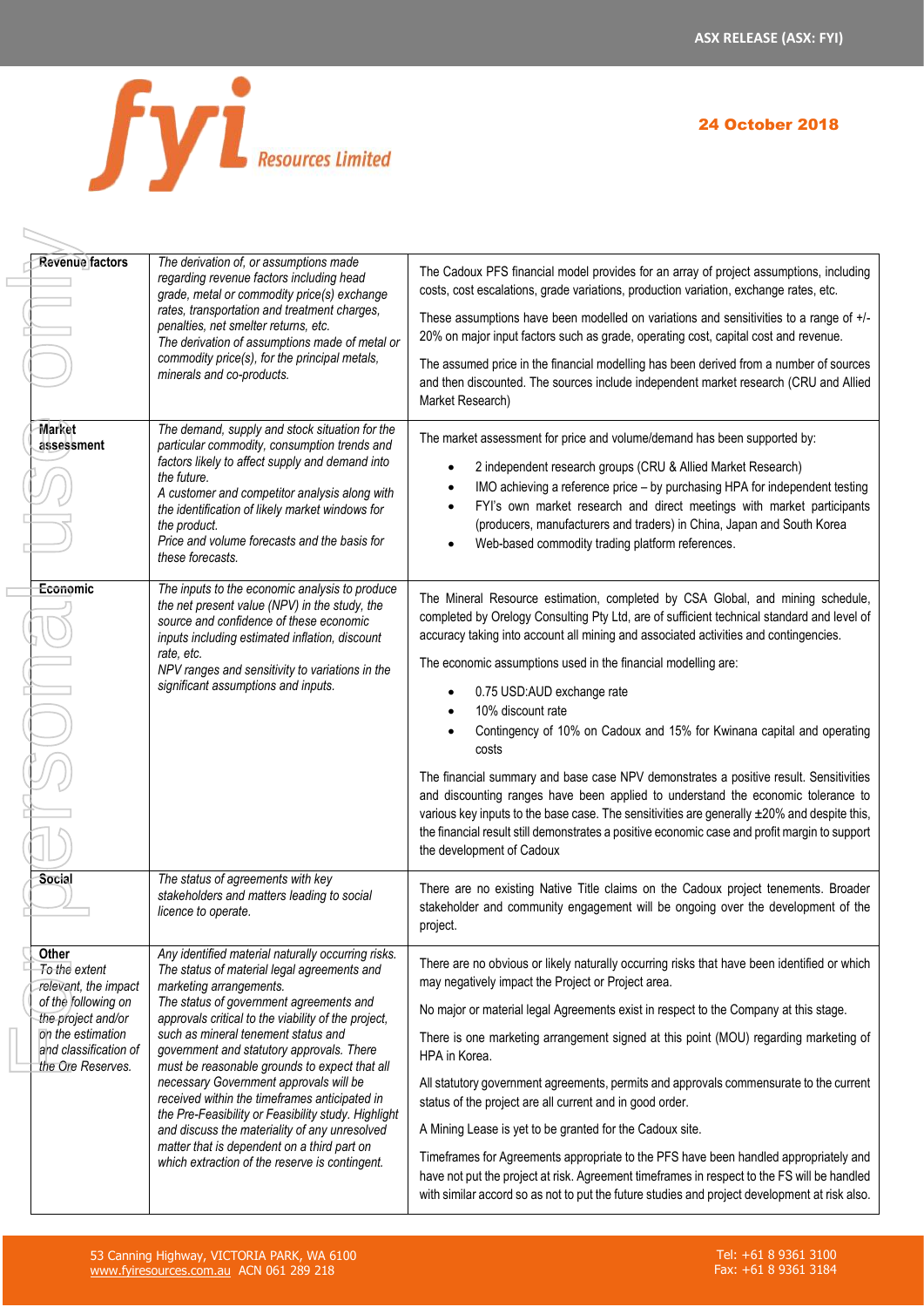| Revenue factors | *The derivation of, or assumptions made regarding revenue factors including head grade, metal or commodity price(s) exchange rates, transportation and treatment charges, penalties, net smelter returns, etc.* *The derivation of assumptions made of metal or commodity price(s), for the principal metals, minerals and co-products.* | The Cadoux PFS financial model provides for an array of project assumptions, including costs, cost escalations, grade variations, production variation, exchange rates, etc.<br><br>These assumptions have been modelled on variations and sensitivities to a range of +/- 20% on major input factors such as grade, operating cost, capital cost and revenue.<br><br>The assumed price in the financial modelling has been derived from a number of sources and then discounted. The sources include independent market research (CRU and Allied Market Research) |
|---|---|---|
| Market assessment | *The demand, supply and stock situation for the particular commodity, consumption trends and factors likely to affect supply and demand into the future.* *A customer and competitor analysis along with the identification of likely market windows for the product.* *Price and volume forecasts and the basis for these forecasts.* | The market assessment for price and volume/demand has been supported by:<br>• 2 independent research groups (CRU & Allied Market Research)<br>• IMO achieving a reference price – by purchasing HPA for independent testing<br>• FYI's own market research and direct meetings with market participants (producers, manufacturers and traders) in China, Japan and South Korea<br>• Web-based commodity trading platform references. |
| Economic | *The inputs to the economic analysis to produce the net present value (NPV) in the study, the source and confidence of these economic inputs including estimated inflation, discount rate, etc.* *NPV ranges and sensitivity to variations in the significant assumptions and inputs.* | The Mineral Resource estimation, completed by CSA Global, and mining schedule, completed by Orelogy Consulting Pty Ltd, are of sufficient technical standard and level of accuracy taking into account all mining and associated activities and contingencies.<br><br>The economic assumptions used in the financial modelling are:<br>• 0.75 USD:AUD exchange rate<br>• 10% discount rate<br>• Contingency of 10% on Cadoux and 15% for Kwinana capital and operating costs<br><br>The financial summary and base case NPV demonstrates a positive result. Sensitivities and discounting ranges have been applied to understand the economic tolerance to various key inputs to the base case. The sensitivities are generally ±20% and despite this, the financial result still demonstrates a positive economic case and profit margin to support the development of Cadoux |
| Social | *The status of agreements with key stakeholders and matters leading to social licence to operate.* | There are no existing Native Title claims on the Cadoux project tenements. Broader stakeholder and community engagement will be ongoing over the development of the project. |
| Other *To the extent relevant, the impact of the following on the project and/or on the estimation and classification of the Ore Reserves.* | *Any identified material naturally occurring risks.* *The status of material legal agreements and marketing arrangements.* *The status of government agreements and approvals critical to the viability of the project, such as mineral tenement status and government and statutory approvals. There must be reasonable grounds to expect that all necessary Government approvals will be received within the timeframes anticipated in the Pre-Feasibility or Feasibility study. Highlight and discuss the materiality of any unresolved matter that is dependent on a third part on which extraction of the reserve is contingent.* | There are no obvious or likely naturally occurring risks that have been identified or which may negatively impact the Project or Project area.<br><br>No major or material legal Agreements exist in respect to the Company at this stage.<br><br>There is one marketing arrangement signed at this point (MOU) regarding marketing of HPA in Korea.<br><br>All statutory government agreements, permits and approvals commensurate to the current status of the project are all current and in good order.<br><br>A Mining Lease is yet to be granted for the Cadoux site.<br><br>Timeframes for Agreements appropriate to the PFS have been handled appropriately and have not put the project at risk. Agreement timeframes in respect to the FS will be handled with similar accord so as not to put the future studies and project development at risk also. |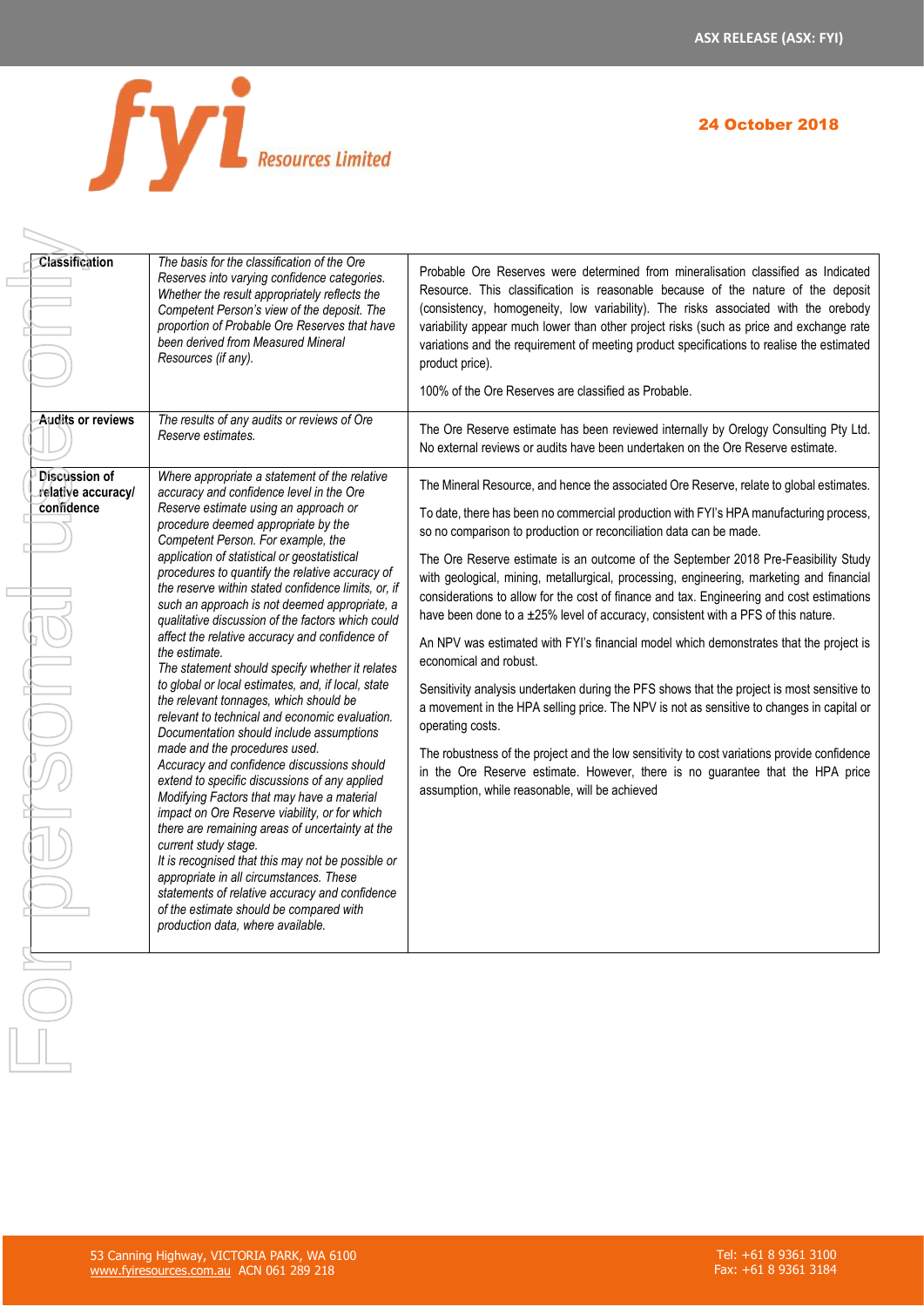| | | |
|---|---|---|
| **Classification** | *The basis for the classification of the Ore Reserves into varying confidence categories. Whether the result appropriately reflects the Competent Person's view of the deposit. The proportion of Probable Ore Reserves that have been derived from Measured Mineral Resources (if any).* | Probable Ore Reserves were determined from mineralisation classified as Indicated Resource. This classification is reasonable because of the nature of the deposit (consistency, homogeneity, low variability). The risks associated with the orebody variability appear much lower than other project risks (such as price and exchange rate variations and the requirement of meeting product specifications to realise the estimated product price).<br><br>100% of the Ore Reserves are classified as Probable. |
| **Audits or reviews** | *The results of any audits or reviews of Ore Reserve estimates.* | The Ore Reserve estimate has been reviewed internally by Orelogy Consulting Pty Ltd. No external reviews or audits have been undertaken on the Ore Reserve estimate. |
| **Discussion of relative accuracy/ confidence** | *Where appropriate a statement of the relative accuracy and confidence level in the Ore Reserve estimate using an approach or procedure deemed appropriate by the Competent Person. For example, the application of statistical or geostatistical procedures to quantify the relative accuracy of the reserve within stated confidence limits, or, if such an approach is not deemed appropriate, a qualitative discussion of the factors which could affect the relative accuracy and confidence of the estimate.*<br>*The statement should specify whether it relates to global or local estimates, and, if local, state the relevant tonnages, which should be relevant to technical and economic evaluation. Documentation should include assumptions made and the procedures used.*<br>*Accuracy and confidence discussions should extend to specific discussions of any applied Modifying Factors that may have a material impact on Ore Reserve viability, or for which there are remaining areas of uncertainty at the current study stage.*<br>*It is recognised that this may not be possible or appropriate in all circumstances. These statements of relative accuracy and confidence of the estimate should be compared with production data, where available.* | The Mineral Resource, and hence the associated Ore Reserve, relate to global estimates.<br><br>To date, there has been no commercial production with FYI's HPA manufacturing process, so no comparison to production or reconciliation data can be made.<br><br>The Ore Reserve estimate is an outcome of the September 2018 Pre-Feasibility Study with geological, mining, metallurgical, processing, engineering, marketing and financial considerations to allow for the cost of finance and tax. Engineering and cost estimations have been done to a ±25% level of accuracy, consistent with a PFS of this nature.<br><br>An NPV was estimated with FYI's financial model which demonstrates that the project is economical and robust.<br><br>Sensitivity analysis undertaken during the PFS shows that the project is most sensitive to a movement in the HPA selling price. The NPV is not as sensitive to changes in capital or operating costs.<br><br>The robustness of the project and the low sensitivity to cost variations provide confidence in the Ore Reserve estimate. However, there is no guarantee that the HPA price assumption, while reasonable, will be achieved |